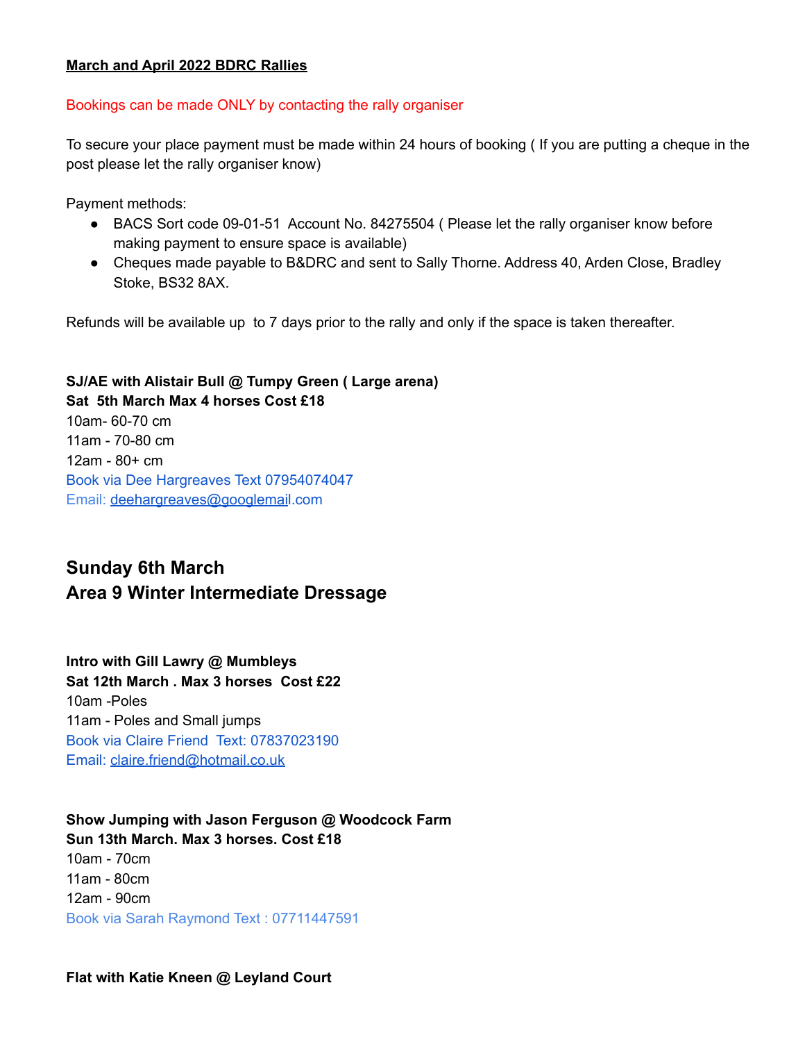**March and April 2022 BDRC Rallies**

Bookings can be made ONLY by contacting the rally organiser

To secure your place payment must be made within 24 hours of booking ( If you are putting a cheque in the post please let the rally organiser know)

Payment methods:

- BACS Sort code 09-01-51  Account No. 84275504 ( Please let the rally organiser know before making payment to ensure space is available)
- Cheques made payable to B&DRC and sent to Sally Thorne. Address 40, Arden Close, Bradley Stoke, BS32 8AX.

Refunds will be available up  to 7 days prior to the rally and only if the space is taken thereafter.

**SJ/AE with Alistair Bull @ Tumpy Green ( Large arena)**
**Sat  5th March Max 4 horses Cost £18**
10am- 60-70 cm
11am - 70-80 cm
12am - 80+ cm
Book via Dee Hargreaves Text 07954074047
Email: deehargreaves@googlemail.com

## Sunday 6th March
## Area 9 Winter Intermediate Dressage

**Intro with Gill Lawry @ Mumbleys**
**Sat 12th March . Max 3 horses  Cost £22**
10am -Poles
11am - Poles and Small jumps
Book via Claire Friend  Text: 07837023190
Email: claire.friend@hotmail.co.uk

**Show Jumping with Jason Ferguson @ Woodcock Farm**
**Sun 13th March. Max 3 horses. Cost £18**
10am - 70cm
11am - 80cm
12am - 90cm
Book via Sarah Raymond Text : 07711447591

**Flat with Katie Kneen @ Leyland Court**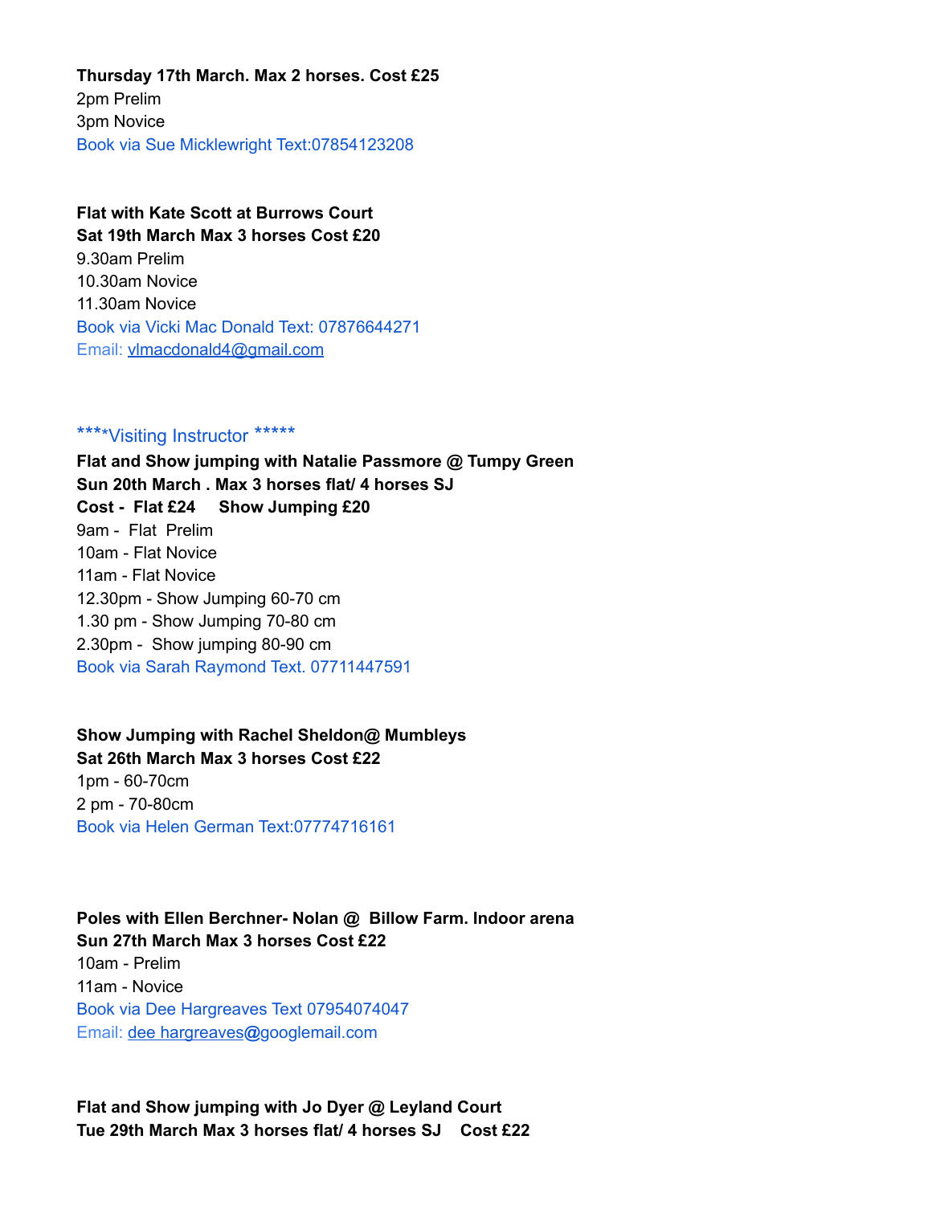**Thursday 17th March. Max 2 horses. Cost £25**
2pm Prelim
3pm Novice
Book via Sue Micklewright Text:07854123208

**Flat with Kate Scott at Burrows Court**
**Sat 19th March Max 3 horses Cost £20**
9.30am Prelim
10.30am Novice
11.30am Novice
Book via Vicki Mac Donald Text: 07876644271
Email: vlmacdonald4@gmail.com

****Visiting Instructor *****
**Flat and Show jumping with Natalie Passmore @ Tumpy Green**
**Sun 20th March . Max 3 horses flat/ 4 horses SJ**
**Cost - Flat £24 Show Jumping £20**
9am - Flat Prelim
10am - Flat Novice
11am - Flat Novice
12.30pm - Show Jumping 60-70 cm
1.30 pm - Show Jumping 70-80 cm
2.30pm - Show jumping 80-90 cm
Book via Sarah Raymond Text. 07711447591

**Show Jumping with Rachel Sheldon@ Mumbleys**
**Sat 26th March Max 3 horses Cost £22**
1pm - 60-70cm
2 pm - 70-80cm
Book via Helen German Text:07774716161

**Poles with Ellen Berchner- Nolan @ Billow Farm. Indoor arena**
**Sun 27th March Max 3 horses Cost £22**
10am - Prelim
11am - Novice
Book via Dee Hargreaves Text 07954074047
Email: dee hargreaves@googlemail.com

**Flat and Show jumping with Jo Dyer @ Leyland Court**
**Tue 29th March Max 3 horses flat/ 4 horses SJ Cost £22**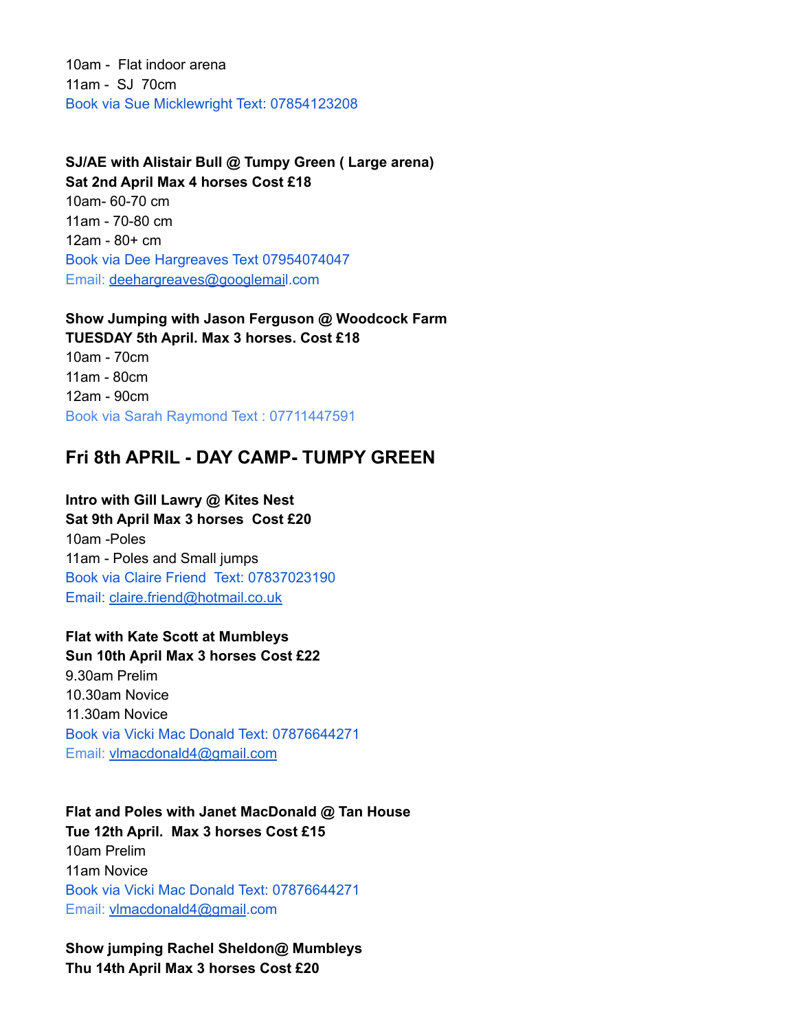10am - Flat indoor arena
11am - SJ 70cm
Book via Sue Micklewright Text: 07854123208

**SJ/AE with Alistair Bull @ Tumpy Green ( Large arena)**
**Sat 2nd April Max 4 horses Cost £18**
10am- 60-70 cm
11am - 70-80 cm
12am - 80+ cm
Book via Dee Hargreaves Text 07954074047
Email: deehargreaves@googlemail.com

**Show Jumping with Jason Ferguson @ Woodcock Farm**
**TUESDAY 5th April. Max 3 horses. Cost £18**
10am - 70cm
11am - 80cm
12am - 90cm
Book via Sarah Raymond Text : 07711447591

## Fri 8th APRIL - DAY CAMP- TUMPY GREEN

**Intro with Gill Lawry @ Kites Nest**
**Sat 9th April Max 3 horses Cost £20**
10am -Poles
11am - Poles and Small jumps
Book via Claire Friend Text: 07837023190
Email: claire.friend@hotmail.co.uk

**Flat with Kate Scott at Mumbleys**
**Sun 10th April Max 3 horses Cost £22**
9.30am Prelim
10.30am Novice
11.30am Novice
Book via Vicki Mac Donald Text: 07876644271
Email: vlmacdonald4@gmail.com

**Flat and Poles with Janet MacDonald @ Tan House**
**Tue 12th April. Max 3 horses Cost £15**
10am Prelim
11am Novice
Book via Vicki Mac Donald Text: 07876644271
Email: vlmacdonald4@gmail.com

**Show jumping Rachel Sheldon@ Mumbleys**
**Thu 14th April Max 3 horses Cost £20**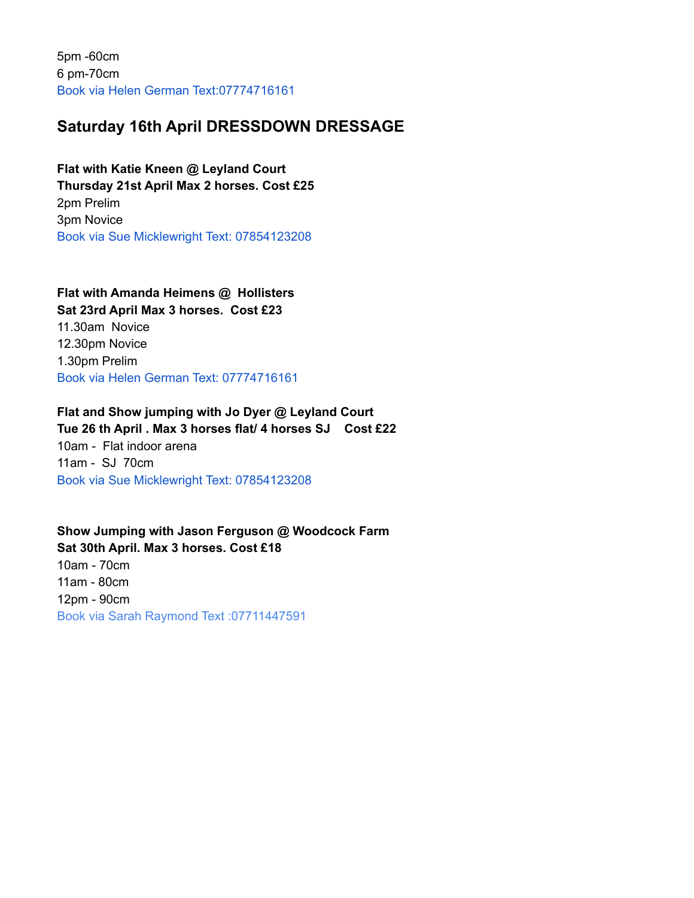5pm -60cm
6 pm-70cm
Book via Helen German Text:07774716161

## Saturday 16th April DRESSDOWN DRESSAGE

**Flat with Katie Kneen @ Leyland Court**
**Thursday 21st April Max 2 horses. Cost £25**
2pm Prelim
3pm Novice
Book via Sue Micklewright Text: 07854123208

**Flat with Amanda Heimens @ Hollisters**
**Sat 23rd April Max 3 horses. Cost £23**
11.30am Novice
12.30pm Novice
1.30pm Prelim
Book via Helen German Text: 07774716161

**Flat and Show jumping with Jo Dyer @ Leyland Court**
**Tue 26 th April . Max 3 horses flat/ 4 horses SJ Cost £22**
10am - Flat indoor arena
11am - SJ 70cm
Book via Sue Micklewright Text: 07854123208

**Show Jumping with Jason Ferguson @ Woodcock Farm**
**Sat 30th April. Max 3 horses. Cost £18**
10am - 70cm
11am - 80cm
12pm - 90cm
Book via Sarah Raymond Text :07711447591